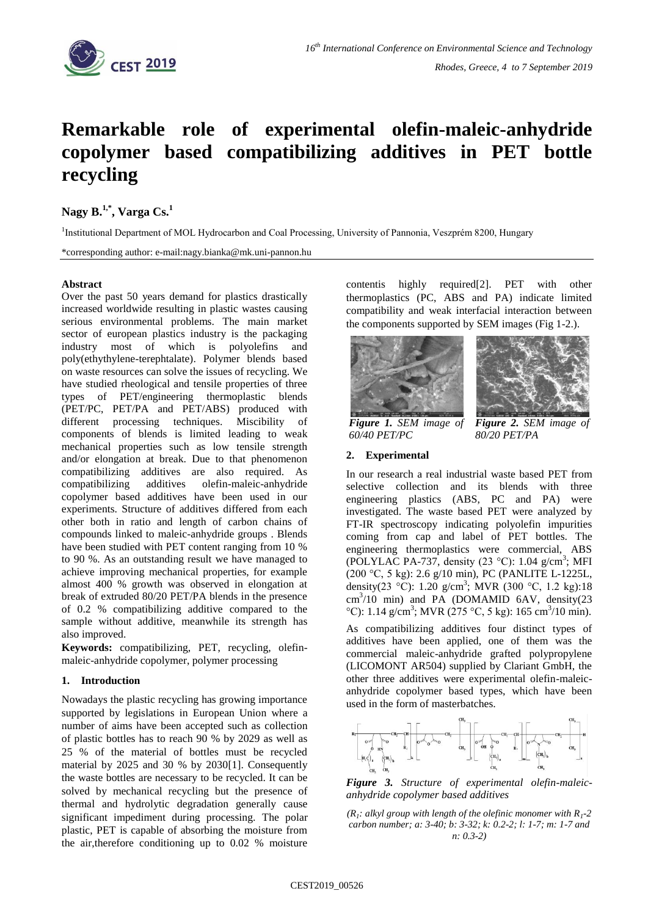# Remarkable role of experimental olefin-maleic-anhydride copolymer based compatibilizing additives in PET bottle recycling

**Nagy B.[1,*], Varga Cs.[1]**

[1]Institutional Department of MOL Hydrocarbon and Coal Processing, University of Pannonia, Veszprém 8200, Hungary

*corresponding author: e-mail:nagy.bianka@mk.uni-pannon.hu

### Abstract

Over the past 50 years demand for plastics drastically increased worldwide resulting in plastic wastes causing serious environmental problems. The main market sector of european plastics industry is the packaging industry most of which is polyolefins and poly(ethythylene-terephtalate). Polymer blends based on waste resources can solve the issues of recycling. We have studied rheological and tensile properties of three types of PET/engineering thermoplastic blends (PET/PC, PET/PA and PET/ABS) produced with different processing techniques. Miscibility of components of blends is limited leading to weak mechanical properties such as low tensile strength and/or elongation at break. Due to that phenomenon compatibilizing additives are also required. As compatibilizing additives olefin-maleic-anhydride copolymer based additives have been used in our experiments. Structure of additives differed from each other both in ratio and length of carbon chains of compounds linked to maleic-anhydride groups . Blends have been studied with PET content ranging from 10 % to 90 %. As an outstanding result we have managed to achieve improving mechanical properties, for example almost 400 % growth was observed in elongation at break of extruded 80/20 PET/PA blends in the presence of 0.2 % compatibilizing additive compared to the sample without additive, meanwhile its strength has also improved.

**Keywords:** compatibilizing, PET, recycling, olefin-maleic-anhydride copolymer, polymer processing

## 1. Introduction

Nowadays the plastic recycling has growing importance supported by legislations in European Union where a number of aims have been accepted such as collection of plastic bottles has to reach 90 % by 2029 as well as 25 % of the material of bottles must be recycled material by 2025 and 30 % by 2030[1]. Consequently the waste bottles are necessary to be recycled. It can be solved by mechanical recycling but the presence of thermal and hydrolytic degradation generally cause significant impediment during processing. The polar plastic, PET is capable of absorbing the moisture from the air,therefore conditioning up to 0.02 % moisture contentis highly required[2]. PET with other thermoplastics (PC, ABS and PA) indicate limited compatibility and weak interfacial interaction between the components supported by SEM images (Fig 1-2.).

*Figure 1. SEM image of 60/40 PET/PC*

*Figure 2. SEM image of 80/20 PET/PA*

## 2. Experimental

In our research a real industrial waste based PET from selective collection and its blends with three engineering plastics (ABS, PC and PA) were investigated. The waste based PET were analyzed by FT-IR spectroscopy indicating polyolefin impurities coming from cap and label of PET bottles. The engineering thermoplastics were commercial, ABS (POLYLAC PA-737, density (23 °C): 1.04 g/cm$^3$; MFI (200 °C, 5 kg): 2.6 g/10 min), PC (PANLITE L-1225L, density(23 °C): 1.20 g/cm$^3$; MVR (300 °C, 1.2 kg):18 cm$^3$/10 min) and PA (DOMAMID 6AV, density(23 °C): 1.14 g/cm$^3$; MVR (275 °C, 5 kg): 165 cm$^3$/10 min).

As compatibilizing additives four distinct types of additives have been applied, one of them was the commercial maleic-anhydride grafted polypropylene (LICOMONT AR504) supplied by Clariant GmbH, the other three additives were experimental olefin-maleic-anhydride copolymer based types, which have been used in the form of masterbatches.

*Figure 3. Structure of experimental olefin-maleic-anhydride copolymer based additives*

*($R_1$: alkyl group with length of the olefinic monomer with $R_1$-2 carbon number; a: 3-40; b: 3-32; k: 0.2-2; l: 1-7; m: 1-7 and n: 0.3-2)*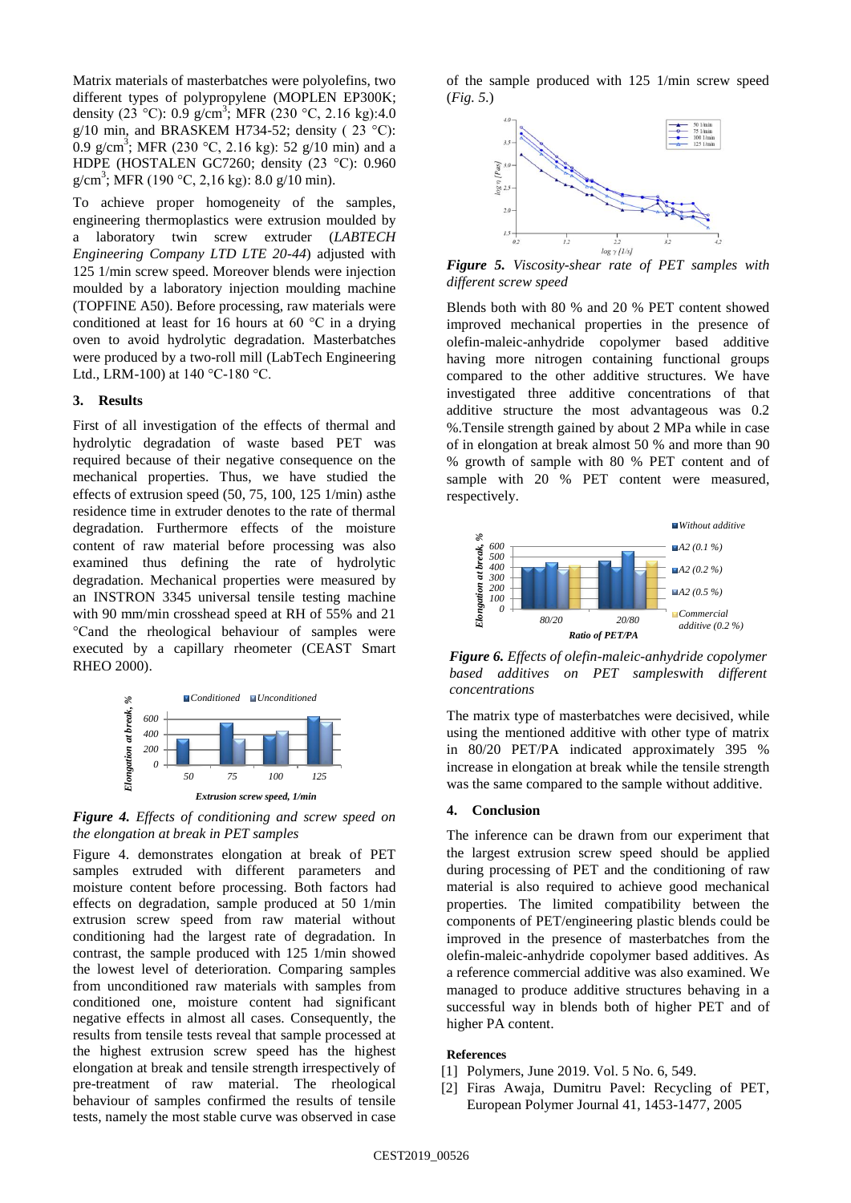Matrix materials of masterbatches were polyolefins, two different types of polypropylene (MOPLEN EP300K; density (23 °C): 0.9 g/cm$^3$; MFR (230 °C, 2.16 kg):4.0 g/10 min, and BRASKEM H734-52; density ( 23 °C): 0.9 g/cm$^3$; MFR (230 °C, 2.16 kg): 52 g/10 min) and a HDPE (HOSTALEN GC7260; density (23 °C): 0.960 g/cm$^3$; MFR (190 °C, 2,16 kg): 8.0 g/10 min).

To achieve proper homogeneity of the samples, engineering thermoplastics were extrusion moulded by a laboratory twin screw extruder (*LABTECH Engineering Company LTD LTE 20-44*) adjusted with 125 1/min screw speed. Moreover blends were injection moulded by a laboratory injection moulding machine (TOPFINE A50). Before processing, raw materials were conditioned at least for 16 hours at 60 °C in a drying oven to avoid hydrolytic degradation. Masterbatches were produced by a two-roll mill (LabTech Engineering Ltd., LRM-100) at 140 °C-180 °C.

## 3. Results

First of all investigation of the effects of thermal and hydrolytic degradation of waste based PET was required because of their negative consequence on the mechanical properties. Thus, we have studied the effects of extrusion speed (50, 75, 100, 125 1/min) asthe residence time in extruder denotes to the rate of thermal degradation. Furthermore effects of the moisture content of raw material before processing was also examined thus defining the rate of hydrolytic degradation. Mechanical properties were measured by an INSTRON 3345 universal tensile testing machine with 90 mm/min crosshead speed at RH of 55% and 21 °Cand the rheological behaviour of samples were executed by a capillary rheometer (CEAST Smart RHEO 2000).

Conditioned
Unconditioned
Elongation at break, %
600
400
200
0
50
75
100
125
Extrusion screw speed, 1/min

***Figure 4.** Effects of conditioning and screw speed on the elongation at break in PET samples*

Figure 4. demonstrates elongation at break of PET samples extruded with different parameters and moisture content before processing. Both factors had effects on degradation, sample produced at 50 1/min extrusion screw speed from raw material without conditioning had the largest rate of degradation. In contrast, the sample produced with 125 1/min showed the lowest level of deterioration. Comparing samples from unconditioned raw materials with samples from conditioned one, moisture content had significant negative effects in almost all cases. Consequently, the results from tensile tests reveal that sample processed at the highest extrusion screw speed has the highest elongation at break and tensile strength irrespectively of pre-treatment of raw material. The rheological behaviour of samples confirmed the results of tensile tests, namely the most stable curve was observed in case of the sample produced with 125 1/min screw speed (*Fig. 5.*)

50 1/min
75 1/min
100 1/min
125 1/min
log η [Pas]
4.0
3.5
3.0
2.5
2.0
1.5
0.2
1.2
2.2
3.2
4.2
log γ [1/s]

***Figure 5.** Viscosity-shear rate of PET samples with different screw speed*

Blends both with 80 % and 20 % PET content showed improved mechanical properties in the presence of olefin-maleic-anhydride copolymer based additive having more nitrogen containing functional groups compared to the other additive structures. We have investigated three additive concentrations of that additive structure the most advantageous was 0.2 %.Tensile strength gained by about 2 MPa while in case of in elongation at break almost 50 % and more than 90 % growth of sample with 80 % PET content and of sample with 20 % PET content were measured, respectively.

Without additive
A2 (0.1 %)
A2 (0.2 %)
A2 (0.5 %)
Commercial additive (0.2 %)
Elongation at break, %
600
500
400
300
200
100
0
80/20
20/80
Ratio of PET/PA

***Figure 6.** Effects of olefin-maleic-anhydride copolymer based additives on PET sampleswith different concentrations*

The matrix type of masterbatches were decisived, while using the mentioned additive with other type of matrix in 80/20 PET/PA indicated approximately 395 % increase in elongation at break while the tensile strength was the same compared to the sample without additive.

## 4. Conclusion

The inference can be drawn from our experiment that the largest extrusion screw speed should be applied during processing of PET and the conditioning of raw material is also required to achieve good mechanical properties. The limited compatibility between the components of PET/engineering plastic blends could be improved in the presence of masterbatches from the olefin-maleic-anhydride copolymer based additives. As a reference commercial additive was also examined. We managed to produce additive structures behaving in a successful way in blends both of higher PET and of higher PA content.

### References

[1] Polymers, June 2019. Vol. 5 No. 6, 549.

[2] Firas Awaja, Dumitru Pavel: Recycling of PET, European Polymer Journal 41, 1453-1477, 2005